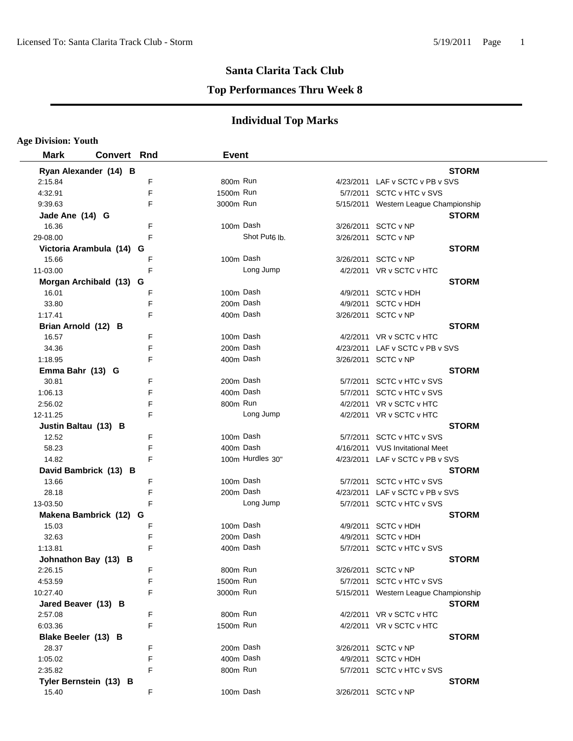# Santa Clarita Tack Club

## Top Performances Thru Week 8

### Individual Top Marks

**Age Division: Youth**

| Mark | Convert | Rnd | Event | Date | Meet |
|---|---|---|---|---|---|
| **Ryan Alexander (14) B** | | | | | **STORM** |
| 2:15.84 | | F | 800m Run | 4/23/2011 | LAF v SCTC v PB v SVS |
| 4:32.91 | | F | 1500m Run | 5/7/2011 | SCTC v HTC v SVS |
| 9:39.63 | | F | 3000m Run | 5/15/2011 | Western League Championship |
| **Jade Ane (14) G** | | | | | **STORM** |
| 16.36 | | F | 100m Dash | 3/26/2011 | SCTC v NP |
| 29-08.00 | | F | Shot Put 6 lb. | 3/26/2011 | SCTC v NP |
| **Victoria Arambula (14) G** | | | | | **STORM** |
| 15.66 | | F | 100m Dash | 3/26/2011 | SCTC v NP |
| 11-03.00 | | F | Long Jump | 4/2/2011 | VR v SCTC v HTC |
| **Morgan Archibald (13) G** | | | | | **STORM** |
| 16.01 | | F | 100m Dash | 4/9/2011 | SCTC v HDH |
| 33.80 | | F | 200m Dash | 4/9/2011 | SCTC v HDH |
| 1:17.41 | | F | 400m Dash | 3/26/2011 | SCTC v NP |
| **Brian Arnold (12) B** | | | | | **STORM** |
| 16.57 | | F | 100m Dash | 4/2/2011 | VR v SCTC v HTC |
| 34.36 | | F | 200m Dash | 4/23/2011 | LAF v SCTC v PB v SVS |
| 1:18.95 | | F | 400m Dash | 3/26/2011 | SCTC v NP |
| **Emma Bahr (13) G** | | | | | **STORM** |
| 30.81 | | F | 200m Dash | 5/7/2011 | SCTC v HTC v SVS |
| 1:06.13 | | F | 400m Dash | 5/7/2011 | SCTC v HTC v SVS |
| 2:56.02 | | F | 800m Run | 4/2/2011 | VR v SCTC v HTC |
| 12-11.25 | | F | Long Jump | 4/2/2011 | VR v SCTC v HTC |
| **Justin Baltau (13) B** | | | | | **STORM** |
| 12.52 | | F | 100m Dash | 5/7/2011 | SCTC v HTC v SVS |
| 58.23 | | F | 400m Dash | 4/16/2011 | VUS Invitational Meet |
| 14.82 | | F | 100m Hurdles 30" | 4/23/2011 | LAF v SCTC v PB v SVS |
| **David Bambrick (13) B** | | | | | **STORM** |
| 13.66 | | F | 100m Dash | 5/7/2011 | SCTC v HTC v SVS |
| 28.18 | | F | 200m Dash | 4/23/2011 | LAF v SCTC v PB v SVS |
| 13-03.50 | | F | Long Jump | 5/7/2011 | SCTC v HTC v SVS |
| **Makena Bambrick (12) G** | | | | | **STORM** |
| 15.03 | | F | 100m Dash | 4/9/2011 | SCTC v HDH |
| 32.63 | | F | 200m Dash | 4/9/2011 | SCTC v HDH |
| 1:13.81 | | F | 400m Dash | 5/7/2011 | SCTC v HTC v SVS |
| **Johnathon Bay (13) B** | | | | | **STORM** |
| 2:26.15 | | F | 800m Run | 3/26/2011 | SCTC v NP |
| 4:53.59 | | F | 1500m Run | 5/7/2011 | SCTC v HTC v SVS |
| 10:27.40 | | F | 3000m Run | 5/15/2011 | Western League Championship |
| **Jared Beaver (13) B** | | | | | **STORM** |
| 2:57.08 | | F | 800m Run | 4/2/2011 | VR v SCTC v HTC |
| 6:03.36 | | F | 1500m Run | 4/2/2011 | VR v SCTC v HTC |
| **Blake Beeler (13) B** | | | | | **STORM** |
| 28.37 | | F | 200m Dash | 3/26/2011 | SCTC v NP |
| 1:05.02 | | F | 400m Dash | 4/9/2011 | SCTC v HDH |
| 2:35.82 | | F | 800m Run | 5/7/2011 | SCTC v HTC v SVS |
| **Tyler Bernstein (13) B** | | | | | **STORM** |
| 15.40 | | F | 100m Dash | 3/26/2011 | SCTC v NP |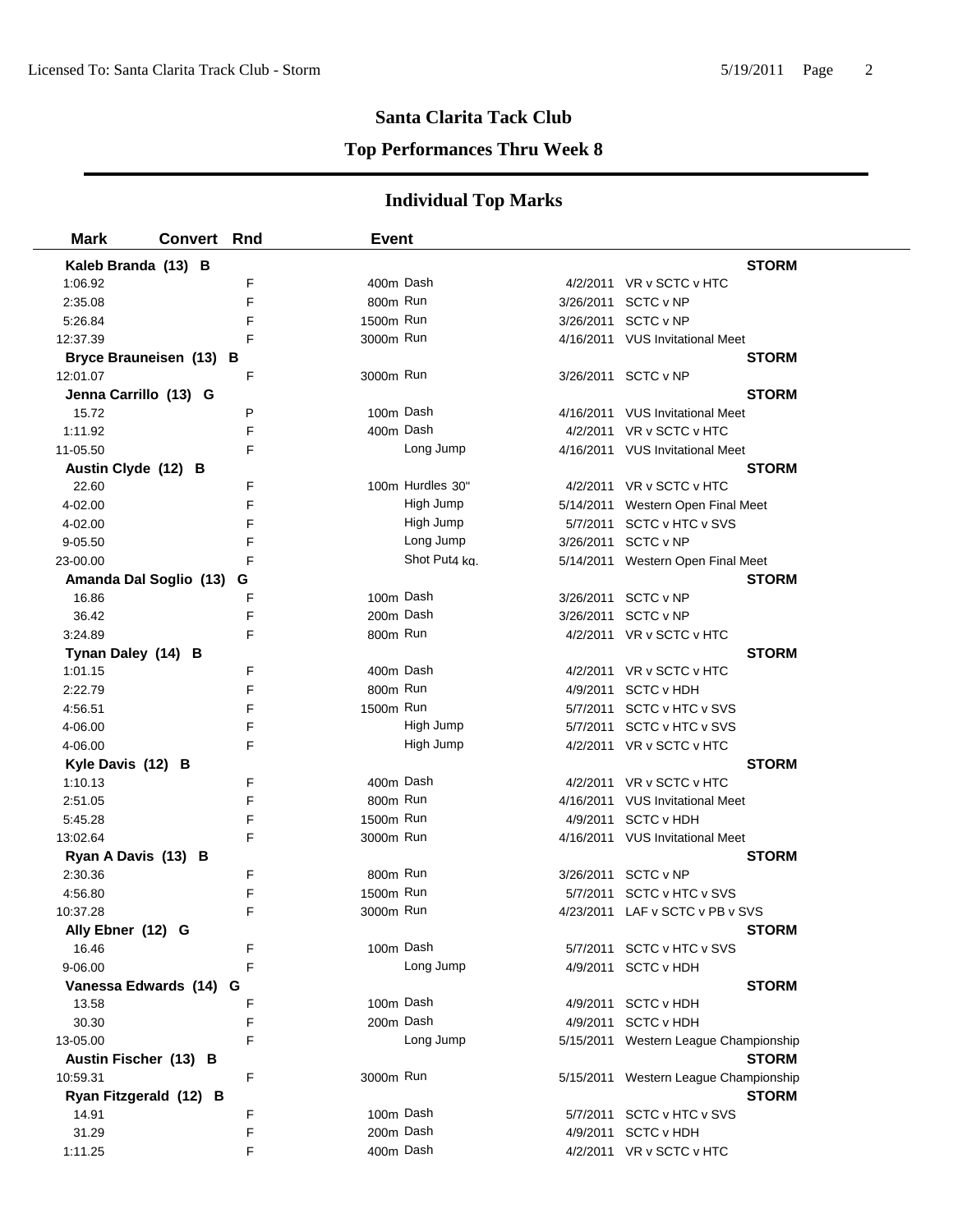# Santa Clarita Tack Club

## Top Performances Thru Week 8

### Individual Top Marks

| Mark | Convert | Rnd | Event | Date | Meet |
|---|---|---|---|---|---|
| **Kaleb Branda (13) B** | | | | | **STORM** |
| 1:06.92 | | F | 400m Dash | 4/2/2011 | VR v SCTC v HTC |
| 2:35.08 | | F | 800m Run | 3/26/2011 | SCTC v NP |
| 5:26.84 | | F | 1500m Run | 3/26/2011 | SCTC v NP |
| 12:37.39 | | F | 3000m Run | 4/16/2011 | VUS Invitational Meet |
| **Bryce Brauneisen (13) B** | | | | | **STORM** |
| 12:01.07 | | F | 3000m Run | 3/26/2011 | SCTC v NP |
| **Jenna Carrillo (13) G** | | | | | **STORM** |
| 15.72 | | P | 100m Dash | 4/16/2011 | VUS Invitational Meet |
| 1:11.92 | | F | 400m Dash | 4/2/2011 | VR v SCTC v HTC |
| 11-05.50 | | F | Long Jump | 4/16/2011 | VUS Invitational Meet |
| **Austin Clyde (12) B** | | | | | **STORM** |
| 22.60 | | F | 100m Hurdles 30" | 4/2/2011 | VR v SCTC v HTC |
| 4-02.00 | | F | High Jump | 5/14/2011 | Western Open Final Meet |
| 4-02.00 | | F | High Jump | 5/7/2011 | SCTC v HTC v SVS |
| 9-05.50 | | F | Long Jump | 3/26/2011 | SCTC v NP |
| 23-00.00 | | F | Shot Put 4 kg. | 5/14/2011 | Western Open Final Meet |
| **Amanda Dal Soglio (13) G** | | | | | **STORM** |
| 16.86 | | F | 100m Dash | 3/26/2011 | SCTC v NP |
| 36.42 | | F | 200m Dash | 3/26/2011 | SCTC v NP |
| 3:24.89 | | F | 800m Run | 4/2/2011 | VR v SCTC v HTC |
| **Tynan Daley (14) B** | | | | | **STORM** |
| 1:01.15 | | F | 400m Dash | 4/2/2011 | VR v SCTC v HTC |
| 2:22.79 | | F | 800m Run | 4/9/2011 | SCTC v HDH |
| 4:56.51 | | F | 1500m Run | 5/7/2011 | SCTC v HTC v SVS |
| 4-06.00 | | F | High Jump | 5/7/2011 | SCTC v HTC v SVS |
| 4-06.00 | | F | High Jump | 4/2/2011 | VR v SCTC v HTC |
| **Kyle Davis (12) B** | | | | | **STORM** |
| 1:10.13 | | F | 400m Dash | 4/2/2011 | VR v SCTC v HTC |
| 2:51.05 | | F | 800m Run | 4/16/2011 | VUS Invitational Meet |
| 5:45.28 | | F | 1500m Run | 4/9/2011 | SCTC v HDH |
| 13:02.64 | | F | 3000m Run | 4/16/2011 | VUS Invitational Meet |
| **Ryan A Davis (13) B** | | | | | **STORM** |
| 2:30.36 | | F | 800m Run | 3/26/2011 | SCTC v NP |
| 4:56.80 | | F | 1500m Run | 5/7/2011 | SCTC v HTC v SVS |
| 10:37.28 | | F | 3000m Run | 4/23/2011 | LAF v SCTC v PB v SVS |
| **Ally Ebner (12) G** | | | | | **STORM** |
| 16.46 | | F | 100m Dash | 5/7/2011 | SCTC v HTC v SVS |
| 9-06.00 | | F | Long Jump | 4/9/2011 | SCTC v HDH |
| **Vanessa Edwards (14) G** | | | | | **STORM** |
| 13.58 | | F | 100m Dash | 4/9/2011 | SCTC v HDH |
| 30.30 | | F | 200m Dash | 4/9/2011 | SCTC v HDH |
| 13-05.00 | | F | Long Jump | 5/15/2011 | Western League Championship |
| **Austin Fischer (13) B** | | | | | **STORM** |
| 10:59.31 | | F | 3000m Run | 5/15/2011 | Western League Championship |
| **Ryan Fitzgerald (12) B** | | | | | **STORM** |
| 14.91 | | F | 100m Dash | 5/7/2011 | SCTC v HTC v SVS |
| 31.29 | | F | 200m Dash | 4/9/2011 | SCTC v HDH |
| 1:11.25 | | F | 400m Dash | 4/2/2011 | VR v SCTC v HTC |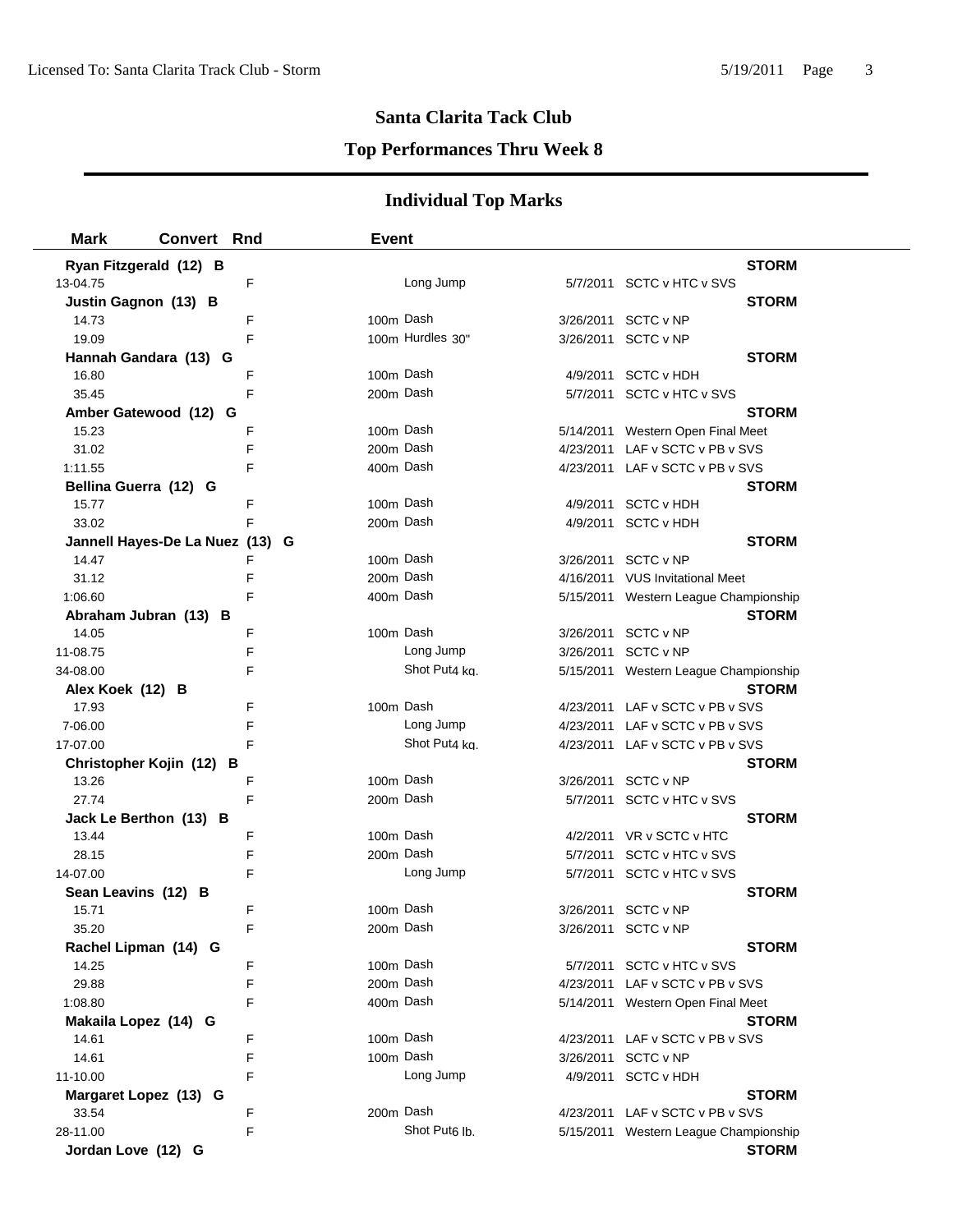## Santa Clarita Tack Club

### Top Performances Thru Week 8

### Individual Top Marks

| Mark | Convert | Rnd | Event | Date | Meet | Team |
|---|---|---|---|---|---|---|
| **Ryan Fitzgerald (12) B** | | | | | | **STORM** |
| 13-04.75 | | F | Long Jump | 5/7/2011 | SCTC v HTC v SVS | |
| **Justin Gagnon (13) B** | | | | | | **STORM** |
| 14.73 | | F | 100m Dash | 3/26/2011 | SCTC v NP | |
| 19.09 | | F | 100m Hurdles 30" | 3/26/2011 | SCTC v NP | |
| **Hannah Gandara (13) G** | | | | | | **STORM** |
| 16.80 | | F | 100m Dash | 4/9/2011 | SCTC v HDH | |
| 35.45 | | F | 200m Dash | 5/7/2011 | SCTC v HTC v SVS | |
| **Amber Gatewood (12) G** | | | | | | **STORM** |
| 15.23 | | F | 100m Dash | 5/14/2011 | Western Open Final Meet | |
| 31.02 | | F | 200m Dash | 4/23/2011 | LAF v SCTC v PB v SVS | |
| 1:11.55 | | F | 400m Dash | 4/23/2011 | LAF v SCTC v PB v SVS | |
| **Bellina Guerra (12) G** | | | | | | **STORM** |
| 15.77 | | F | 100m Dash | 4/9/2011 | SCTC v HDH | |
| 33.02 | | F | 200m Dash | 4/9/2011 | SCTC v HDH | |
| **Jannell Hayes-De La Nuez (13) G** | | | | | | **STORM** |
| 14.47 | | F | 100m Dash | 3/26/2011 | SCTC v NP | |
| 31.12 | | F | 200m Dash | 4/16/2011 | VUS Invitational Meet | |
| 1:06.60 | | F | 400m Dash | 5/15/2011 | Western League Championship | |
| **Abraham Jubran (13) B** | | | | | | **STORM** |
| 14.05 | | F | 100m Dash | 3/26/2011 | SCTC v NP | |
| 11-08.75 | | F | Long Jump | 3/26/2011 | SCTC v NP | |
| 34-08.00 | | F | Shot Put 4 kg. | 5/15/2011 | Western League Championship | |
| **Alex Koek (12) B** | | | | | | **STORM** |
| 17.93 | | F | 100m Dash | 4/23/2011 | LAF v SCTC v PB v SVS | |
| 7-06.00 | | F | Long Jump | 4/23/2011 | LAF v SCTC v PB v SVS | |
| 17-07.00 | | F | Shot Put 4 kg. | 4/23/2011 | LAF v SCTC v PB v SVS | |
| **Christopher Kojin (12) B** | | | | | | **STORM** |
| 13.26 | | F | 100m Dash | 3/26/2011 | SCTC v NP | |
| 27.74 | | F | 200m Dash | 5/7/2011 | SCTC v HTC v SVS | |
| **Jack Le Berthon (13) B** | | | | | | **STORM** |
| 13.44 | | F | 100m Dash | 4/2/2011 | VR v SCTC v HTC | |
| 28.15 | | F | 200m Dash | 5/7/2011 | SCTC v HTC v SVS | |
| 14-07.00 | | F | Long Jump | 5/7/2011 | SCTC v HTC v SVS | |
| **Sean Leavins (12) B** | | | | | | **STORM** |
| 15.71 | | F | 100m Dash | 3/26/2011 | SCTC v NP | |
| 35.20 | | F | 200m Dash | 3/26/2011 | SCTC v NP | |
| **Rachel Lipman (14) G** | | | | | | **STORM** |
| 14.25 | | F | 100m Dash | 5/7/2011 | SCTC v HTC v SVS | |
| 29.88 | | F | 200m Dash | 4/23/2011 | LAF v SCTC v PB v SVS | |
| 1:08.80 | | F | 400m Dash | 5/14/2011 | Western Open Final Meet | |
| **Makaila Lopez (14) G** | | | | | | **STORM** |
| 14.61 | | F | 100m Dash | 4/23/2011 | LAF v SCTC v PB v SVS | |
| 14.61 | | F | 100m Dash | 3/26/2011 | SCTC v NP | |
| 11-10.00 | | F | Long Jump | 4/9/2011 | SCTC v HDH | |
| **Margaret Lopez (13) G** | | | | | | **STORM** |
| 33.54 | | F | 200m Dash | 4/23/2011 | LAF v SCTC v PB v SVS | |
| 28-11.00 | | F | Shot Put 6 lb. | 5/15/2011 | Western League Championship | |
| **Jordan Love (12) G** | | | | | | **STORM** |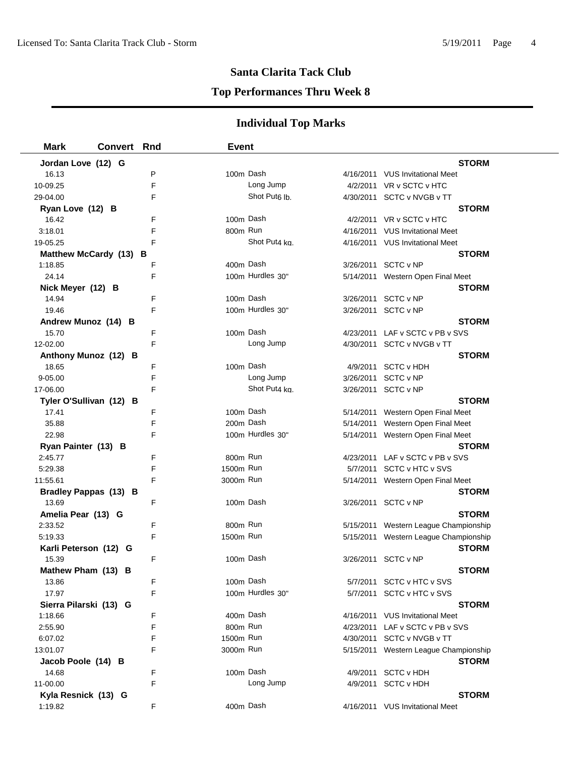## Santa Clarita Tack Club

### Top Performances Thru Week 8

### Individual Top Marks

| Mark | Convert | Rnd | Event | | | |
|---|---|---|---|---|---|---|
| **Jordan Love (12) G** | | | | | | **STORM** |
| 16.13 | | P | 100m Dash | | 4/16/2011 | VUS Invitational Meet |
| 10-09.25 | | F | Long Jump | | 4/2/2011 | VR v SCTC v HTC |
| 29-04.00 | | F | Shot Put 6 lb. | | 4/30/2011 | SCTC v NVGB v TT |
| **Ryan Love (12) B** | | | | | | **STORM** |
| 16.42 | | F | 100m Dash | | 4/2/2011 | VR v SCTC v HTC |
| 3:18.01 | | F | 800m Run | | 4/16/2011 | VUS Invitational Meet |
| 19-05.25 | | F | Shot Put 4 kg. | | 4/16/2011 | VUS Invitational Meet |
| **Matthew McCardy (13) B** | | | | | | **STORM** |
| 1:18.85 | | F | 400m Dash | | 3/26/2011 | SCTC v NP |
| 24.14 | | F | 100m Hurdles 30" | | 5/14/2011 | Western Open Final Meet |
| **Nick Meyer (12) B** | | | | | | **STORM** |
| 14.94 | | F | 100m Dash | | 3/26/2011 | SCTC v NP |
| 19.46 | | F | 100m Hurdles 30" | | 3/26/2011 | SCTC v NP |
| **Andrew Munoz (14) B** | | | | | | **STORM** |
| 15.70 | | F | 100m Dash | | 4/23/2011 | LAF v SCTC v PB v SVS |
| 12-02.00 | | F | Long Jump | | 4/30/2011 | SCTC v NVGB v TT |
| **Anthony Munoz (12) B** | | | | | | **STORM** |
| 18.65 | | F | 100m Dash | | 4/9/2011 | SCTC v HDH |
| 9-05.00 | | F | Long Jump | | 3/26/2011 | SCTC v NP |
| 17-06.00 | | F | Shot Put 4 kg. | | 3/26/2011 | SCTC v NP |
| **Tyler O'Sullivan (12) B** | | | | | | **STORM** |
| 17.41 | | F | 100m Dash | | 5/14/2011 | Western Open Final Meet |
| 35.88 | | F | 200m Dash | | 5/14/2011 | Western Open Final Meet |
| 22.98 | | F | 100m Hurdles 30" | | 5/14/2011 | Western Open Final Meet |
| **Ryan Painter (13) B** | | | | | | **STORM** |
| 2:45.77 | | F | 800m Run | | 4/23/2011 | LAF v SCTC v PB v SVS |
| 5:29.38 | | F | 1500m Run | | 5/7/2011 | SCTC v HTC v SVS |
| 11:55.61 | | F | 3000m Run | | 5/14/2011 | Western Open Final Meet |
| **Bradley Pappas (13) B** | | | | | | **STORM** |
| 13.69 | | F | 100m Dash | | 3/26/2011 | SCTC v NP |
| **Amelia Pear (13) G** | | | | | | **STORM** |
| 2:33.52 | | F | 800m Run | | 5/15/2011 | Western League Championship |
| 5:19.33 | | F | 1500m Run | | 5/15/2011 | Western League Championship |
| **Karli Peterson (12) G** | | | | | | **STORM** |
| 15.39 | | F | 100m Dash | | 3/26/2011 | SCTC v NP |
| **Mathew Pham (13) B** | | | | | | **STORM** |
| 13.86 | | F | 100m Dash | | 5/7/2011 | SCTC v HTC v SVS |
| 17.97 | | F | 100m Hurdles 30" | | 5/7/2011 | SCTC v HTC v SVS |
| **Sierra Pilarski (13) G** | | | | | | **STORM** |
| 1:18.66 | | F | 400m Dash | | 4/16/2011 | VUS Invitational Meet |
| 2:55.90 | | F | 800m Run | | 4/23/2011 | LAF v SCTC v PB v SVS |
| 6:07.02 | | F | 1500m Run | | 4/30/2011 | SCTC v NVGB v TT |
| 13:01.07 | | F | 3000m Run | | 5/15/2011 | Western League Championship |
| **Jacob Poole (14) B** | | | | | | **STORM** |
| 14.68 | | F | 100m Dash | | 4/9/2011 | SCTC v HDH |
| 11-00.00 | | F | Long Jump | | 4/9/2011 | SCTC v HDH |
| **Kyla Resnick (13) G** | | | | | | **STORM** |
| 1:19.82 | | F | 400m Dash | | 4/16/2011 | VUS Invitational Meet |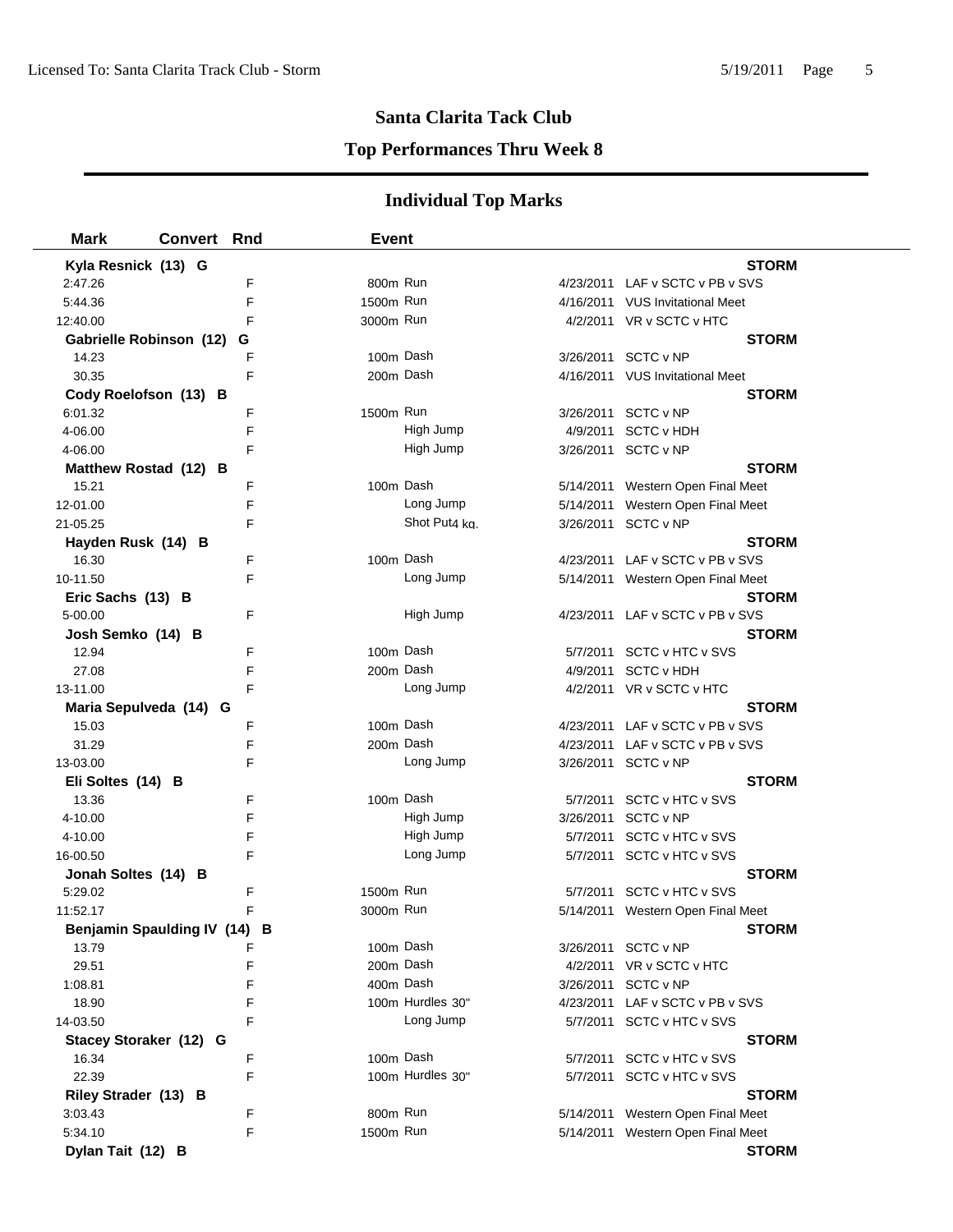## Santa Clarita Tack Club

### Top Performances Thru Week 8

### Individual Top Marks

| Mark | Convert | Rnd | Event | | |
|---|---|---|---|---|---|
| **Kyla Resnick (13) G** | | | | | **STORM** |
| 2:47.26 | | F | 800m Run | 4/23/2011 | LAF v SCTC v PB v SVS |
| 5:44.36 | | F | 1500m Run | 4/16/2011 | VUS Invitational Meet |
| 12:40.00 | | F | 3000m Run | 4/2/2011 | VR v SCTC v HTC |
| **Gabrielle Robinson (12) G** | | | | | **STORM** |
| 14.23 | | F | 100m Dash | 3/26/2011 | SCTC v NP |
| 30.35 | | F | 200m Dash | 4/16/2011 | VUS Invitational Meet |
| **Cody Roelofson (13) B** | | | | | **STORM** |
| 6:01.32 | | F | 1500m Run | 3/26/2011 | SCTC v NP |
| 4-06.00 | | F | High Jump | 4/9/2011 | SCTC v HDH |
| 4-06.00 | | F | High Jump | 3/26/2011 | SCTC v NP |
| **Matthew Rostad (12) B** | | | | | **STORM** |
| 15.21 | | F | 100m Dash | 5/14/2011 | Western Open Final Meet |
| 12-01.00 | | F | Long Jump | 5/14/2011 | Western Open Final Meet |
| 21-05.25 | | F | Shot Put4 kg. | 3/26/2011 | SCTC v NP |
| **Hayden Rusk (14) B** | | | | | **STORM** |
| 16.30 | | F | 100m Dash | 4/23/2011 | LAF v SCTC v PB v SVS |
| 10-11.50 | | F | Long Jump | 5/14/2011 | Western Open Final Meet |
| **Eric Sachs (13) B** | | | | | **STORM** |
| 5-00.00 | | F | High Jump | 4/23/2011 | LAF v SCTC v PB v SVS |
| **Josh Semko (14) B** | | | | | **STORM** |
| 12.94 | | F | 100m Dash | 5/7/2011 | SCTC v HTC v SVS |
| 27.08 | | F | 200m Dash | 4/9/2011 | SCTC v HDH |
| 13-11.00 | | F | Long Jump | 4/2/2011 | VR v SCTC v HTC |
| **Maria Sepulveda (14) G** | | | | | **STORM** |
| 15.03 | | F | 100m Dash | 4/23/2011 | LAF v SCTC v PB v SVS |
| 31.29 | | F | 200m Dash | 4/23/2011 | LAF v SCTC v PB v SVS |
| 13-03.00 | | F | Long Jump | 3/26/2011 | SCTC v NP |
| **Eli Soltes (14) B** | | | | | **STORM** |
| 13.36 | | F | 100m Dash | 5/7/2011 | SCTC v HTC v SVS |
| 4-10.00 | | F | High Jump | 3/26/2011 | SCTC v NP |
| 4-10.00 | | F | High Jump | 5/7/2011 | SCTC v HTC v SVS |
| 16-00.50 | | F | Long Jump | 5/7/2011 | SCTC v HTC v SVS |
| **Jonah Soltes (14) B** | | | | | **STORM** |
| 5:29.02 | | F | 1500m Run | 5/7/2011 | SCTC v HTC v SVS |
| 11:52.17 | | F | 3000m Run | 5/14/2011 | Western Open Final Meet |
| **Benjamin Spaulding IV (14) B** | | | | | **STORM** |
| 13.79 | | F | 100m Dash | 3/26/2011 | SCTC v NP |
| 29.51 | | F | 200m Dash | 4/2/2011 | VR v SCTC v HTC |
| 1:08.81 | | F | 400m Dash | 3/26/2011 | SCTC v NP |
| 18.90 | | F | 100m Hurdles 30" | 4/23/2011 | LAF v SCTC v PB v SVS |
| 14-03.50 | | F | Long Jump | 5/7/2011 | SCTC v HTC v SVS |
| **Stacey Storaker (12) G** | | | | | **STORM** |
| 16.34 | | F | 100m Dash | 5/7/2011 | SCTC v HTC v SVS |
| 22.39 | | F | 100m Hurdles 30" | 5/7/2011 | SCTC v HTC v SVS |
| **Riley Strader (13) B** | | | | | **STORM** |
| 3:03.43 | | F | 800m Run | 5/14/2011 | Western Open Final Meet |
| 5:34.10 | | F | 1500m Run | 5/14/2011 | Western Open Final Meet |
| **Dylan Tait (12) B** | | | | | **STORM** |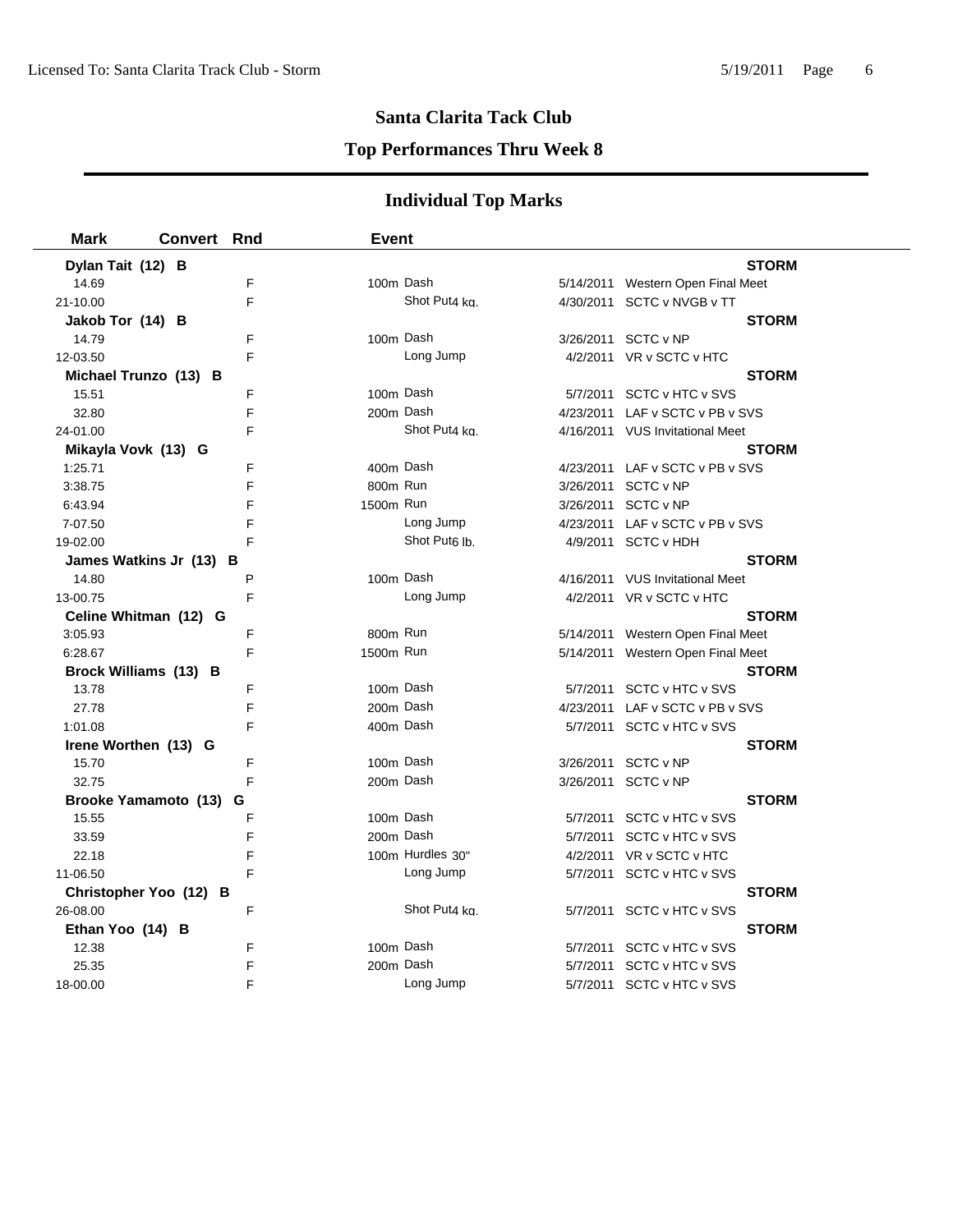## Santa Clarita Tack Club

### Top Performances Thru Week 8

### Individual Top Marks

| Mark | Convert | Rnd | Event | | |
|---|---|---|---|---|---|
| **Dylan Tait (12) B** | | | | | **STORM** |
| 14.69 | | F | 100m Dash | 5/14/2011 | Western Open Final Meet |
| 21-10.00 | | F | Shot Put4 kg. | 4/30/2011 | SCTC v NVGB v TT |
| **Jakob Tor (14) B** | | | | | **STORM** |
| 14.79 | | F | 100m Dash | 3/26/2011 | SCTC v NP |
| 12-03.50 | | F | Long Jump | 4/2/2011 | VR v SCTC v HTC |
| **Michael Trunzo (13) B** | | | | | **STORM** |
| 15.51 | | F | 100m Dash | 5/7/2011 | SCTC v HTC v SVS |
| 32.80 | | F | 200m Dash | 4/23/2011 | LAF v SCTC v PB v SVS |
| 24-01.00 | | F | Shot Put4 kg. | 4/16/2011 | VUS Invitational Meet |
| **Mikayla Vovk (13) G** | | | | | **STORM** |
| 1:25.71 | | F | 400m Dash | 4/23/2011 | LAF v SCTC v PB v SVS |
| 3:38.75 | | F | 800m Run | 3/26/2011 | SCTC v NP |
| 6:43.94 | | F | 1500m Run | 3/26/2011 | SCTC v NP |
| 7-07.50 | | F | Long Jump | 4/23/2011 | LAF v SCTC v PB v SVS |
| 19-02.00 | | F | Shot Put6 lb. | 4/9/2011 | SCTC v HDH |
| **James Watkins Jr (13) B** | | | | | **STORM** |
| 14.80 | | P | 100m Dash | 4/16/2011 | VUS Invitational Meet |
| 13-00.75 | | F | Long Jump | 4/2/2011 | VR v SCTC v HTC |
| **Celine Whitman (12) G** | | | | | **STORM** |
| 3:05.93 | | F | 800m Run | 5/14/2011 | Western Open Final Meet |
| 6:28.67 | | F | 1500m Run | 5/14/2011 | Western Open Final Meet |
| **Brock Williams (13) B** | | | | | **STORM** |
| 13.78 | | F | 100m Dash | 5/7/2011 | SCTC v HTC v SVS |
| 27.78 | | F | 200m Dash | 4/23/2011 | LAF v SCTC v PB v SVS |
| 1:01.08 | | F | 400m Dash | 5/7/2011 | SCTC v HTC v SVS |
| **Irene Worthen (13) G** | | | | | **STORM** |
| 15.70 | | F | 100m Dash | 3/26/2011 | SCTC v NP |
| 32.75 | | F | 200m Dash | 3/26/2011 | SCTC v NP |
| **Brooke Yamamoto (13) G** | | | | | **STORM** |
| 15.55 | | F | 100m Dash | 5/7/2011 | SCTC v HTC v SVS |
| 33.59 | | F | 200m Dash | 5/7/2011 | SCTC v HTC v SVS |
| 22.18 | | F | 100m Hurdles 30" | 4/2/2011 | VR v SCTC v HTC |
| 11-06.50 | | F | Long Jump | 5/7/2011 | SCTC v HTC v SVS |
| **Christopher Yoo (12) B** | | | | | **STORM** |
| 26-08.00 | | F | Shot Put4 kg. | 5/7/2011 | SCTC v HTC v SVS |
| **Ethan Yoo (14) B** | | | | | **STORM** |
| 12.38 | | F | 100m Dash | 5/7/2011 | SCTC v HTC v SVS |
| 25.35 | | F | 200m Dash | 5/7/2011 | SCTC v HTC v SVS |
| 18-00.00 | | F | Long Jump | 5/7/2011 | SCTC v HTC v SVS |